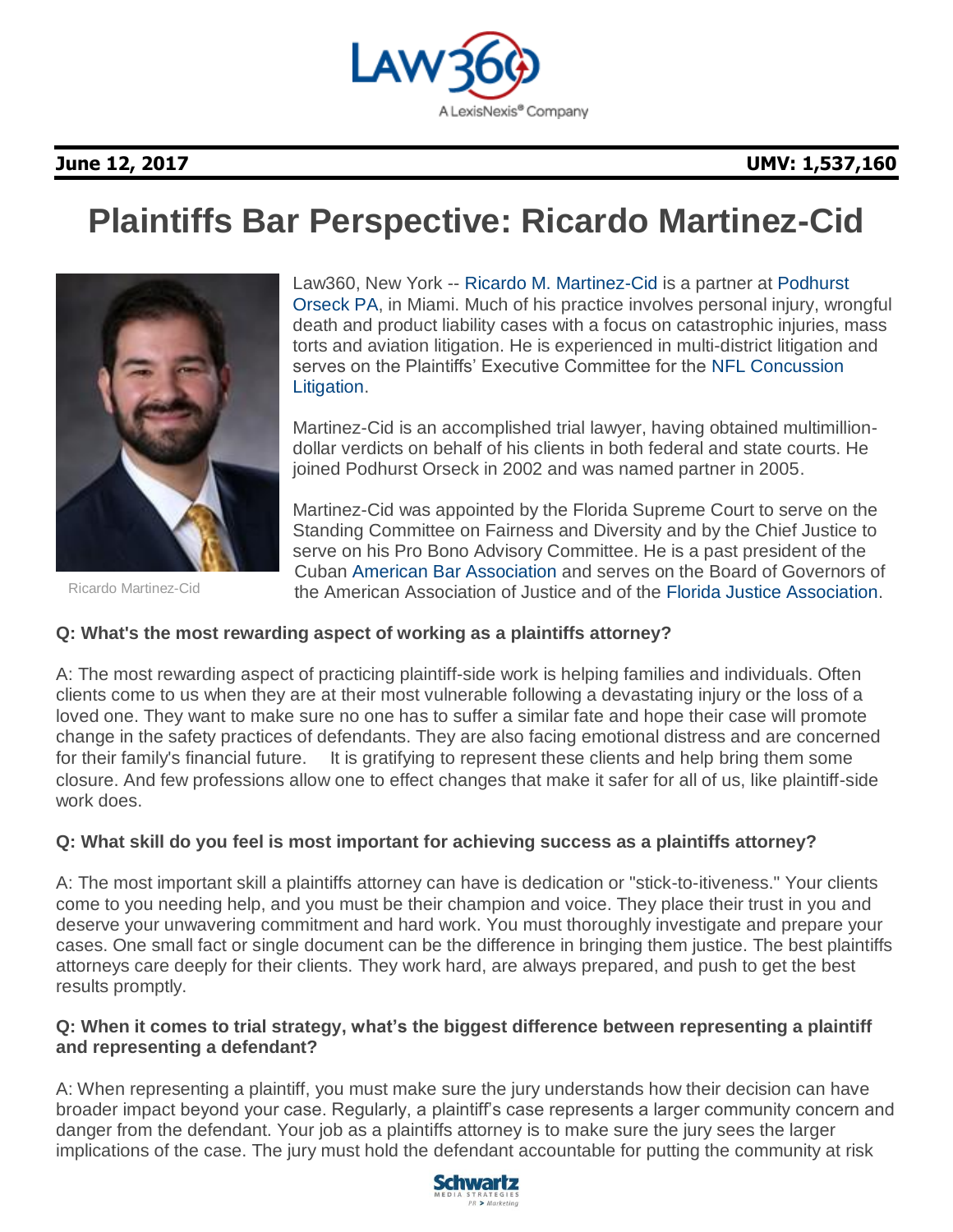**June 12, 2017** **UMV: 1,537,160**

# Plaintiffs Bar Perspective: Ricardo Martinez-Cid

Ricardo Martinez-Cid

Law360, New York -- Ricardo M. Martinez-Cid is a partner at Podhurst Orseck PA, in Miami. Much of his practice involves personal injury, wrongful death and product liability cases with a focus on catastrophic injuries, mass torts and aviation litigation. He is experienced in multi-district litigation and serves on the Plaintiffs' Executive Committee for the NFL Concussion Litigation.

Martinez-Cid is an accomplished trial lawyer, having obtained multimillion-dollar verdicts on behalf of his clients in both federal and state courts. He joined Podhurst Orseck in 2002 and was named partner in 2005.

Martinez-Cid was appointed by the Florida Supreme Court to serve on the Standing Committee on Fairness and Diversity and by the Chief Justice to serve on his Pro Bono Advisory Committee. He is a past president of the Cuban American Bar Association and serves on the Board of Governors of the American Association of Justice and of the Florida Justice Association.

**Q: What's the most rewarding aspect of working as a plaintiffs attorney?**

A: The most rewarding aspect of practicing plaintiff-side work is helping families and individuals. Often clients come to us when they are at their most vulnerable following a devastating injury or the loss of a loved one. They want to make sure no one has to suffer a similar fate and hope their case will promote change in the safety practices of defendants. They are also facing emotional distress and are concerned for their family's financial future. It is gratifying to represent these clients and help bring them some closure. And few professions allow one to effect changes that make it safer for all of us, like plaintiff-side work does.

**Q: What skill do you feel is most important for achieving success as a plaintiffs attorney?**

A: The most important skill a plaintiffs attorney can have is dedication or "stick-to-itiveness." Your clients come to you needing help, and you must be their champion and voice. They place their trust in you and deserve your unwavering commitment and hard work. You must thoroughly investigate and prepare your cases. One small fact or single document can be the difference in bringing them justice. The best plaintiffs attorneys care deeply for their clients. They work hard, are always prepared, and push to get the best results promptly.

**Q: When it comes to trial strategy, what's the biggest difference between representing a plaintiff and representing a defendant?**

A: When representing a plaintiff, you must make sure the jury understands how their decision can have broader impact beyond your case. Regularly, a plaintiff's case represents a larger community concern and danger from the defendant. Your job as a plaintiffs attorney is to make sure the jury sees the larger implications of the case. The jury must hold the defendant accountable for putting the community at risk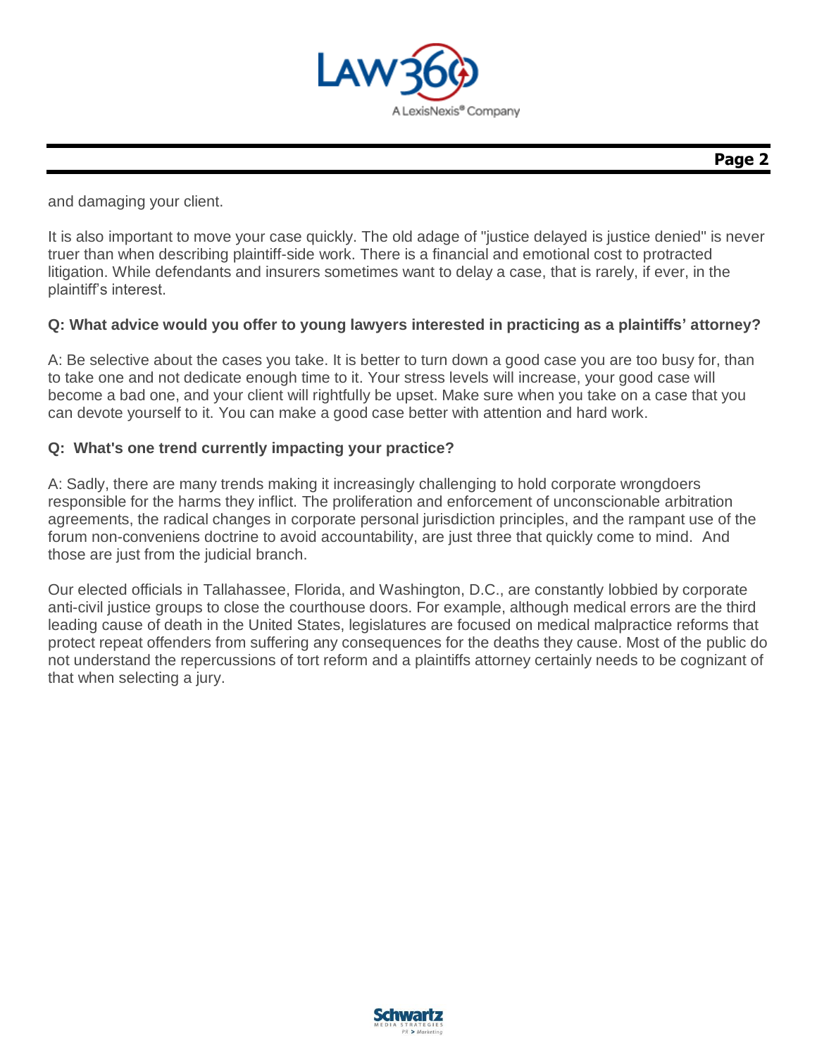and damaging your client.

It is also important to move your case quickly. The old adage of "justice delayed is justice denied" is never truer than when describing plaintiff-side work. There is a financial and emotional cost to protracted litigation. While defendants and insurers sometimes want to delay a case, that is rarely, if ever, in the plaintiff's interest.

**Q: What advice would you offer to young lawyers interested in practicing as a plaintiffs' attorney?**

A: Be selective about the cases you take. It is better to turn down a good case you are too busy for, than to take one and not dedicate enough time to it. Your stress levels will increase, your good case will become a bad one, and your client will rightfully be upset. Make sure when you take on a case that you can devote yourself to it. You can make a good case better with attention and hard work.

**Q: What's one trend currently impacting your practice?**

A: Sadly, there are many trends making it increasingly challenging to hold corporate wrongdoers responsible for the harms they inflict. The proliferation and enforcement of unconscionable arbitration agreements, the radical changes in corporate personal jurisdiction principles, and the rampant use of the forum non-conveniens doctrine to avoid accountability, are just three that quickly come to mind. And those are just from the judicial branch.

Our elected officials in Tallahassee, Florida, and Washington, D.C., are constantly lobbied by corporate anti-civil justice groups to close the courthouse doors. For example, although medical errors are the third leading cause of death in the United States, legislatures are focused on medical malpractice reforms that protect repeat offenders from suffering any consequences for the deaths they cause. Most of the public do not understand the repercussions of tort reform and a plaintiffs attorney certainly needs to be cognizant of that when selecting a jury.